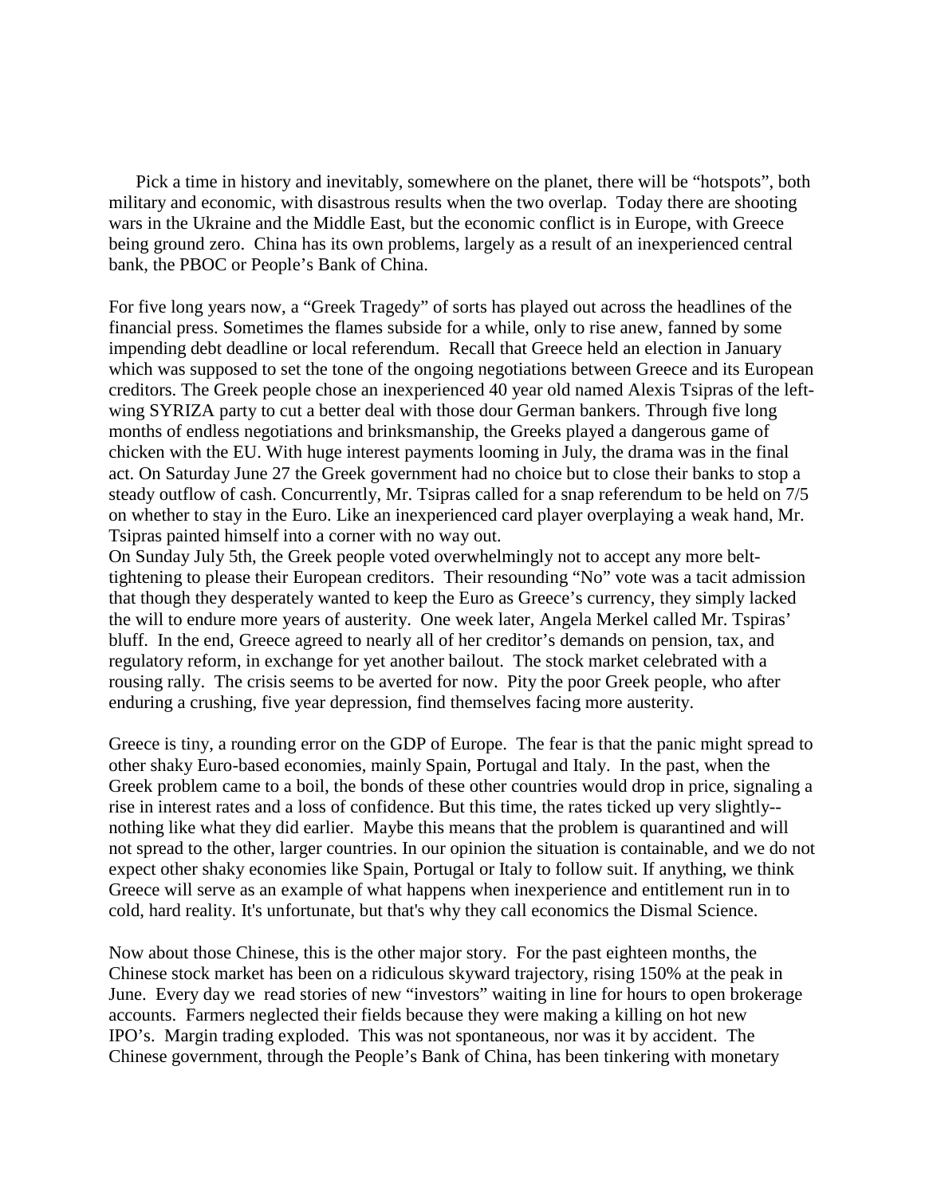Pick a time in history and inevitably, somewhere on the planet, there will be "hotspots", both military and economic, with disastrous results when the two overlap. Today there are shooting wars in the Ukraine and the Middle East, but the economic conflict is in Europe, with Greece being ground zero. China has its own problems, largely as a result of an inexperienced central bank, the PBOC or People's Bank of China.

For five long years now, a "Greek Tragedy" of sorts has played out across the headlines of the financial press. Sometimes the flames subside for a while, only to rise anew, fanned by some impending debt deadline or local referendum. Recall that Greece held an election in January which was supposed to set the tone of the ongoing negotiations between Greece and its European creditors. The Greek people chose an inexperienced 40 year old named Alexis Tsipras of the left-wing SYRIZA party to cut a better deal with those dour German bankers. Through five long months of endless negotiations and brinksmanship, the Greeks played a dangerous game of chicken with the EU. With huge interest payments looming in July, the drama was in the final act. On Saturday June 27 the Greek government had no choice but to close their banks to stop a steady outflow of cash. Concurrently, Mr. Tsipras called for a snap referendum to be held on 7/5 on whether to stay in the Euro. Like an inexperienced card player overplaying a weak hand, Mr. Tsipras painted himself into a corner with no way out.

On Sunday July 5th, the Greek people voted overwhelmingly not to accept any more belt-tightening to please their European creditors. Their resounding "No" vote was a tacit admission that though they desperately wanted to keep the Euro as Greece's currency, they simply lacked the will to endure more years of austerity. One week later, Angela Merkel called Mr. Tspiras' bluff. In the end, Greece agreed to nearly all of her creditor's demands on pension, tax, and regulatory reform, in exchange for yet another bailout. The stock market celebrated with a rousing rally. The crisis seems to be averted for now. Pity the poor Greek people, who after enduring a crushing, five year depression, find themselves facing more austerity.

Greece is tiny, a rounding error on the GDP of Europe. The fear is that the panic might spread to other shaky Euro-based economies, mainly Spain, Portugal and Italy. In the past, when the Greek problem came to a boil, the bonds of these other countries would drop in price, signaling a rise in interest rates and a loss of confidence. But this time, the rates ticked up very slightly--nothing like what they did earlier. Maybe this means that the problem is quarantined and will not spread to the other, larger countries. In our opinion the situation is containable, and we do not expect other shaky economies like Spain, Portugal or Italy to follow suit. If anything, we think Greece will serve as an example of what happens when inexperience and entitlement run in to cold, hard reality. It's unfortunate, but that's why they call economics the Dismal Science.

Now about those Chinese, this is the other major story. For the past eighteen months, the Chinese stock market has been on a ridiculous skyward trajectory, rising 150% at the peak in June. Every day we read stories of new "investors" waiting in line for hours to open brokerage accounts. Farmers neglected their fields because they were making a killing on hot new IPO's. Margin trading exploded. This was not spontaneous, nor was it by accident. The Chinese government, through the People's Bank of China, has been tinkering with monetary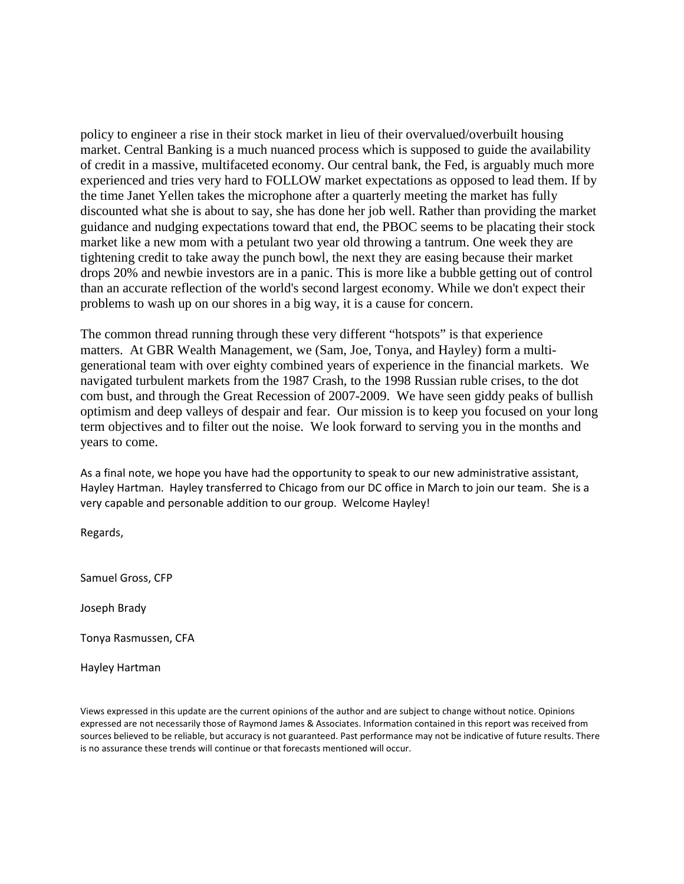policy to engineer a rise in their stock market in lieu of their overvalued/overbuilt housing market. Central Banking is a much nuanced process which is supposed to guide the availability of credit in a massive, multifaceted economy. Our central bank, the Fed, is arguably much more experienced and tries very hard to FOLLOW market expectations as opposed to lead them. If by the time Janet Yellen takes the microphone after a quarterly meeting the market has fully discounted what she is about to say, she has done her job well. Rather than providing the market guidance and nudging expectations toward that end, the PBOC seems to be placating their stock market like a new mom with a petulant two year old throwing a tantrum. One week they are tightening credit to take away the punch bowl, the next they are easing because their market drops 20% and newbie investors are in a panic. This is more like a bubble getting out of control than an accurate reflection of the world's second largest economy. While we don't expect their problems to wash up on our shores in a big way, it is a cause for concern.

The common thread running through these very different "hotspots" is that experience matters. At GBR Wealth Management, we (Sam, Joe, Tonya, and Hayley) form a multi-generational team with over eighty combined years of experience in the financial markets. We navigated turbulent markets from the 1987 Crash, to the 1998 Russian ruble crises, to the dot com bust, and through the Great Recession of 2007-2009. We have seen giddy peaks of bullish optimism and deep valleys of despair and fear. Our mission is to keep you focused on your long term objectives and to filter out the noise. We look forward to serving you in the months and years to come.

As a final note, we hope you have had the opportunity to speak to our new administrative assistant, Hayley Hartman. Hayley transferred to Chicago from our DC office in March to join our team. She is a very capable and personable addition to our group. Welcome Hayley!

Regards,

Samuel Gross, CFP

Joseph Brady

Tonya Rasmussen, CFA

Hayley Hartman

Views expressed in this update are the current opinions of the author and are subject to change without notice. Opinions expressed are not necessarily those of Raymond James & Associates. Information contained in this report was received from sources believed to be reliable, but accuracy is not guaranteed. Past performance may not be indicative of future results. There is no assurance these trends will continue or that forecasts mentioned will occur.